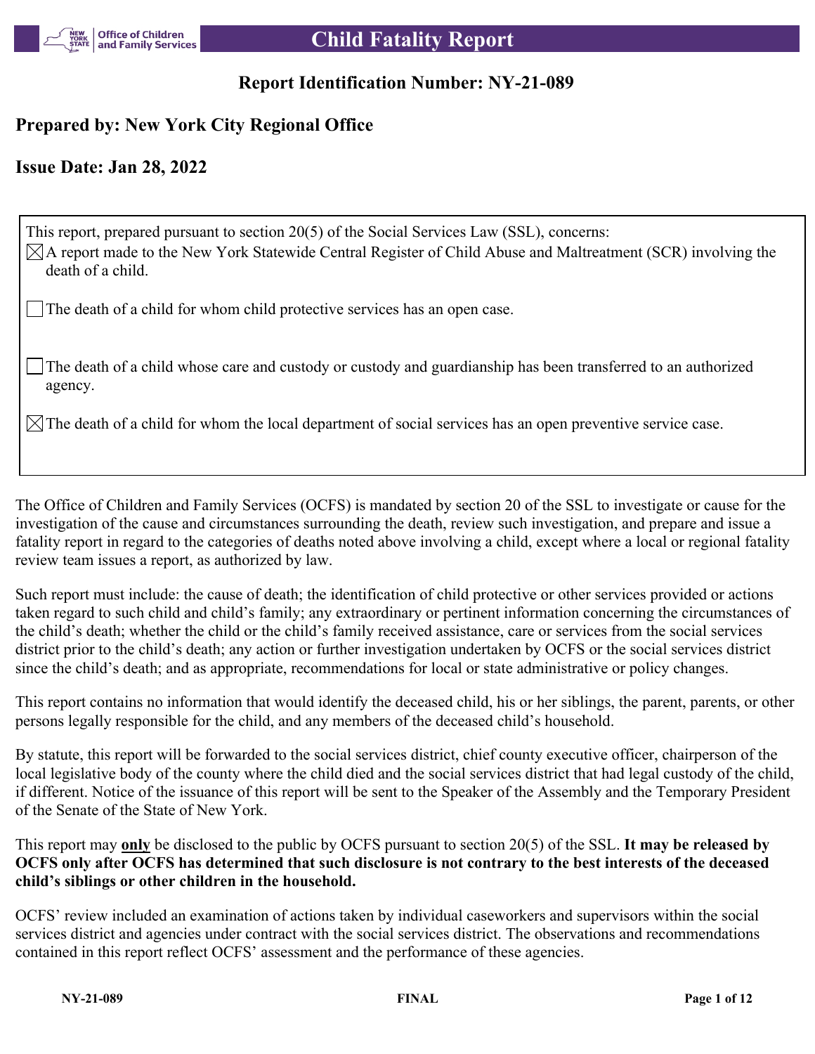# Child Fatality Report

## Report Identification Number: NY-21-089

## Prepared by: New York City Regional Office

## Issue Date: Jan 28, 2022

This report, prepared pursuant to section 20(5) of the Social Services Law (SSL), concerns:

- [x] A report made to the New York Statewide Central Register of Child Abuse and Maltreatment (SCR) involving the death of a child.
- [ ] The death of a child for whom child protective services has an open case.
- [ ] The death of a child whose care and custody or custody and guardianship has been transferred to an authorized agency.
- [x] The death of a child for whom the local department of social services has an open preventive service case.

The Office of Children and Family Services (OCFS) is mandated by section 20 of the SSL to investigate or cause for the investigation of the cause and circumstances surrounding the death, review such investigation, and prepare and issue a fatality report in regard to the categories of deaths noted above involving a child, except where a local or regional fatality review team issues a report, as authorized by law.

Such report must include: the cause of death; the identification of child protective or other services provided or actions taken regard to such child and child's family; any extraordinary or pertinent information concerning the circumstances of the child's death; whether the child or the child's family received assistance, care or services from the social services district prior to the child's death; any action or further investigation undertaken by OCFS or the social services district since the child's death; and as appropriate, recommendations for local or state administrative or policy changes.

This report contains no information that would identify the deceased child, his or her siblings, the parent, parents, or other persons legally responsible for the child, and any members of the deceased child's household.

By statute, this report will be forwarded to the social services district, chief county executive officer, chairperson of the local legislative body of the county where the child died and the social services district that had legal custody of the child, if different. Notice of the issuance of this report will be sent to the Speaker of the Assembly and the Temporary President of the Senate of the State of New York.

This report may **only** be disclosed to the public by OCFS pursuant to section 20(5) of the SSL. **It may be released by OCFS only after OCFS has determined that such disclosure is not contrary to the best interests of the deceased child's siblings or other children in the household.**

OCFS' review included an examination of actions taken by individual caseworkers and supervisors within the social services district and agencies under contract with the social services district. The observations and recommendations contained in this report reflect OCFS' assessment and the performance of these agencies.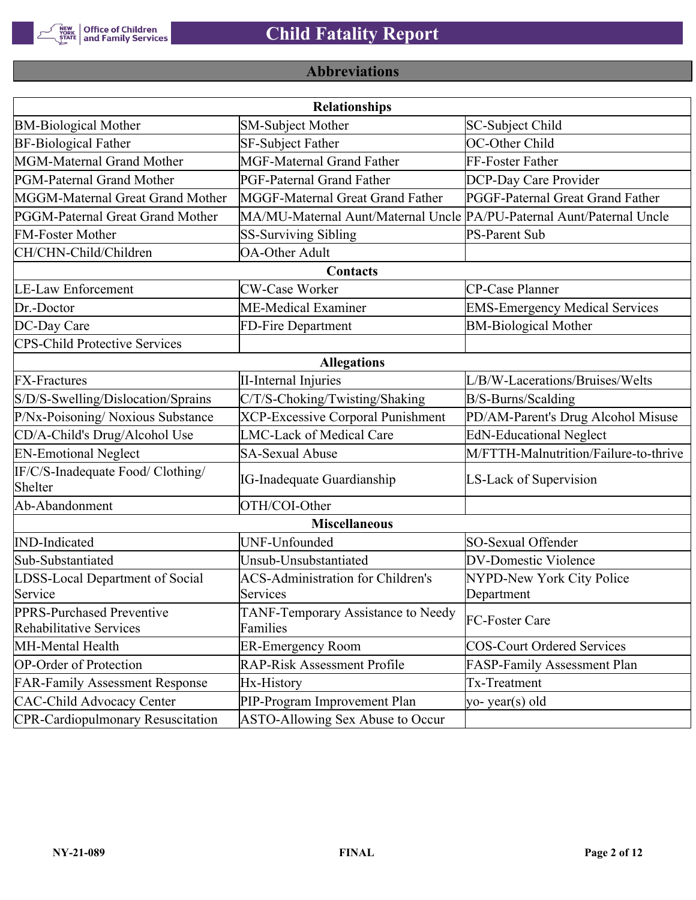## Abbreviations

| Relationships | | |
|---|---|---|
| BM-Biological Mother | SM-Subject Mother | SC-Subject Child |
| BF-Biological Father | SF-Subject Father | OC-Other Child |
| MGM-Maternal Grand Mother | MGF-Maternal Grand Father | FF-Foster Father |
| PGM-Paternal Grand Mother | PGF-Paternal Grand Father | DCP-Day Care Provider |
| MGGM-Maternal Great Grand Mother | MGGF-Maternal Great Grand Father | PGGF-Paternal Great Grand Father |
| PGGM-Paternal Great Grand Mother | MA/MU-Maternal Aunt/Maternal Uncle | PA/PU-Paternal Aunt/Paternal Uncle |
| FM-Foster Mother | SS-Surviving Sibling | PS-Parent Sub |
| CH/CHN-Child/Children | OA-Other Adult | |
| **Contacts** | | |
| LE-Law Enforcement | CW-Case Worker | CP-Case Planner |
| Dr.-Doctor | ME-Medical Examiner | EMS-Emergency Medical Services |
| DC-Day Care | FD-Fire Department | BM-Biological Mother |
| CPS-Child Protective Services | | |
| **Allegations** | | |
| FX-Fractures | II-Internal Injuries | L/B/W-Lacerations/Bruises/Welts |
| S/D/S-Swelling/Dislocation/Sprains | C/T/S-Choking/Twisting/Shaking | B/S-Burns/Scalding |
| P/Nx-Poisoning/ Noxious Substance | XCP-Excessive Corporal Punishment | PD/AM-Parent's Drug Alcohol Misuse |
| CD/A-Child's Drug/Alcohol Use | LMC-Lack of Medical Care | EdN-Educational Neglect |
| EN-Emotional Neglect | SA-Sexual Abuse | M/FTTH-Malnutrition/Failure-to-thrive |
| IF/C/S-Inadequate Food/ Clothing/ Shelter | IG-Inadequate Guardianship | LS-Lack of Supervision |
| Ab-Abandonment | OTH/COI-Other | |
| **Miscellaneous** | | |
| IND-Indicated | UNF-Unfounded | SO-Sexual Offender |
| Sub-Substantiated | Unsub-Unsubstantiated | DV-Domestic Violence |
| LDSS-Local Department of Social Service | ACS-Administration for Children's Services | NYPD-New York City Police Department |
| PPRS-Purchased Preventive Rehabilitative Services | TANF-Temporary Assistance to Needy Families | FC-Foster Care |
| MH-Mental Health | ER-Emergency Room | COS-Court Ordered Services |
| OP-Order of Protection | RAP-Risk Assessment Profile | FASP-Family Assessment Plan |
| FAR-Family Assessment Response | Hx-History | Tx-Treatment |
| CAC-Child Advocacy Center | PIP-Program Improvement Plan | yo- year(s) old |
| CPR-Cardiopulmonary Resuscitation | ASTO-Allowing Sex Abuse to Occur | |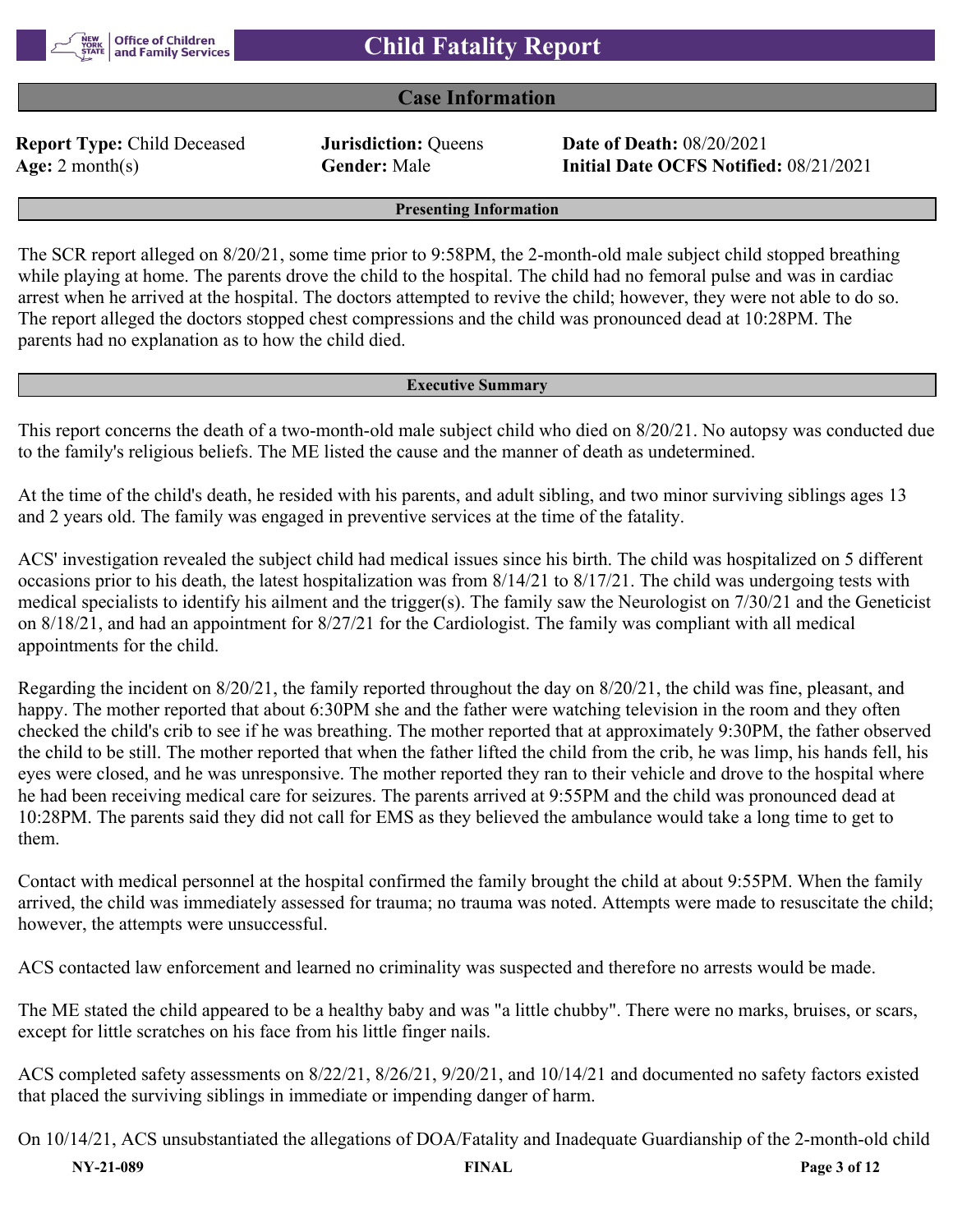# Child Fatality Report

## Case Information

**Report Type:** Child Deceased **Jurisdiction:** Queens **Date of Death:** 08/20/2021
**Age:** 2 month(s) **Gender:** Male **Initial Date OCFS Notified:** 08/21/2021

### Presenting Information

The SCR report alleged on 8/20/21, some time prior to 9:58PM, the 2-month-old male subject child stopped breathing while playing at home. The parents drove the child to the hospital. The child had no femoral pulse and was in cardiac arrest when he arrived at the hospital. The doctors attempted to revive the child; however, they were not able to do so. The report alleged the doctors stopped chest compressions and the child was pronounced dead at 10:28PM. The parents had no explanation as to how the child died.

### Executive Summary

This report concerns the death of a two-month-old male subject child who died on 8/20/21. No autopsy was conducted due to the family's religious beliefs. The ME listed the cause and the manner of death as undetermined.

At the time of the child's death, he resided with his parents, and adult sibling, and two minor surviving siblings ages 13 and 2 years old. The family was engaged in preventive services at the time of the fatality.

ACS' investigation revealed the subject child had medical issues since his birth. The child was hospitalized on 5 different occasions prior to his death, the latest hospitalization was from 8/14/21 to 8/17/21. The child was undergoing tests with medical specialists to identify his ailment and the trigger(s). The family saw the Neurologist on 7/30/21 and the Geneticist on 8/18/21, and had an appointment for 8/27/21 for the Cardiologist. The family was compliant with all medical appointments for the child.

Regarding the incident on 8/20/21, the family reported throughout the day on 8/20/21, the child was fine, pleasant, and happy. The mother reported that about 6:30PM she and the father were watching television in the room and they often checked the child's crib to see if he was breathing. The mother reported that at approximately 9:30PM, the father observed the child to be still. The mother reported that when the father lifted the child from the crib, he was limp, his hands fell, his eyes were closed, and he was unresponsive. The mother reported they ran to their vehicle and drove to the hospital where he had been receiving medical care for seizures. The parents arrived at 9:55PM and the child was pronounced dead at 10:28PM. The parents said they did not call for EMS as they believed the ambulance would take a long time to get to them.

Contact with medical personnel at the hospital confirmed the family brought the child at about 9:55PM. When the family arrived, the child was immediately assessed for trauma; no trauma was noted. Attempts were made to resuscitate the child; however, the attempts were unsuccessful.

ACS contacted law enforcement and learned no criminality was suspected and therefore no arrests would be made.

The ME stated the child appeared to be a healthy baby and was "a little chubby". There were no marks, bruises, or scars, except for little scratches on his face from his little finger nails.

ACS completed safety assessments on 8/22/21, 8/26/21, 9/20/21, and 10/14/21 and documented no safety factors existed that placed the surviving siblings in immediate or impending danger of harm.

On 10/14/21, ACS unsubstantiated the allegations of DOA/Fatality and Inadequate Guardianship of the 2-month-old child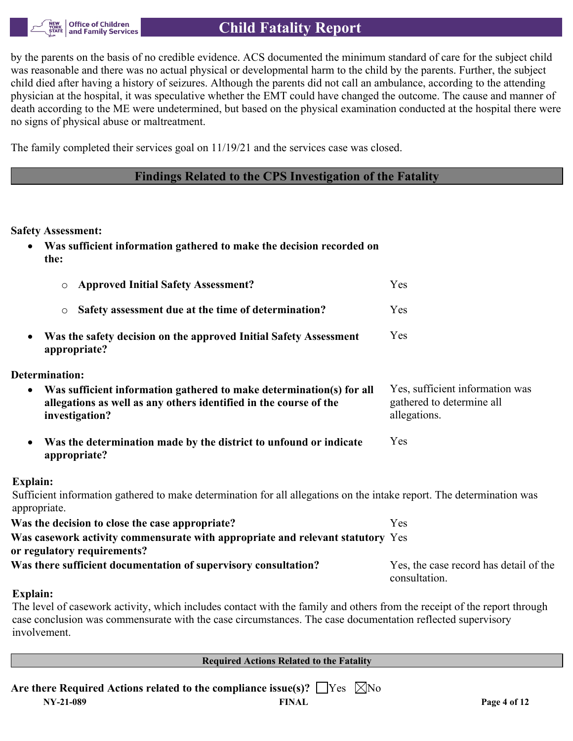by the parents on the basis of no credible evidence. ACS documented the minimum standard of care for the subject child was reasonable and there was no actual physical or developmental harm to the child by the parents. Further, the subject child died after having a history of seizures. Although the parents did not call an ambulance, according to the attending physician at the hospital, it was speculative whether the EMT could have changed the outcome. The cause and manner of death according to the ME were undetermined, but based on the physical examination conducted at the hospital there were no signs of physical abuse or maltreatment.

The family completed their services goal on 11/19/21 and the services case was closed.

## Findings Related to the CPS Investigation of the Fatality

**Safety Assessment:**

- **Was sufficient information gathered to make the decision recorded on the:**
  - **Approved Initial Safety Assessment?** — Yes
  - **Safety assessment due at the time of determination?** — Yes
- **Was the safety decision on the approved Initial Safety Assessment appropriate?** — Yes

**Determination:**

- **Was sufficient information gathered to make determination(s) for all allegations as well as any others identified in the course of the investigation?** — Yes, sufficient information was gathered to determine all allegations.
- **Was the determination made by the district to unfound or indicate appropriate?** — Yes

**Explain:**
Sufficient information gathered to make determination for all allegations on the intake report. The determination was appropriate.

**Was the decision to close the case appropriate?** — Yes

**Was casework activity commensurate with appropriate and relevant statutory or regulatory requirements?** — Yes

**Was there sufficient documentation of supervisory consultation?** — Yes, the case record has detail of the consultation.

**Explain:**
The level of casework activity, which includes contact with the family and others from the receipt of the report through case conclusion was commensurate with the case circumstances. The case documentation reflected supervisory involvement.

### Required Actions Related to the Fatality

**Are there Required Actions related to the compliance issue(s)?** ☐ Yes ☒ No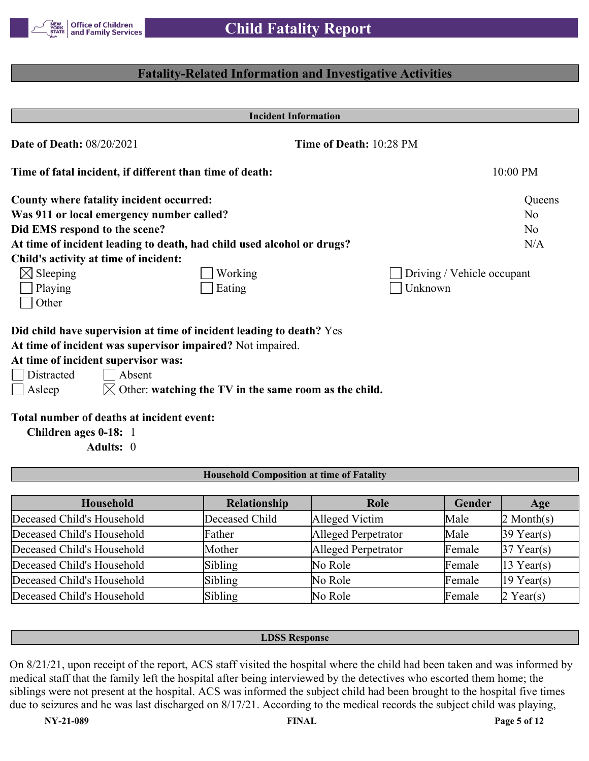## Fatality-Related Information and Investigative Activities

### Incident Information

**Date of Death:** 08/20/2021 **Time of Death:** 10:28 PM

**Time of fatal incident, if different than time of death:** 10:00 PM

**County where fatality incident occurred:** Queens
**Was 911 or local emergency number called?** No
**Did EMS respond to the scene?** No
**At time of incident leading to death, had child used alcohol or drugs?** N/A
**Child's activity at time of incident:**

- ☒ Sleeping
- ☐ Working
- ☐ Driving / Vehicle occupant
- ☐ Playing
- ☐ Eating
- ☐ Unknown
- ☐ Other

**Did child have supervision at time of incident leading to death?** Yes
**At time of incident was supervisor impaired?** Not impaired.
**At time of incident supervisor was:**

- ☐ Distracted
- ☐ Absent
- ☐ Asleep
- ☒ Other: **watching the TV in the same room as the child.**

**Total number of deaths at incident event:**
**Children ages 0-18:** 1
**Adults:** 0

### Household Composition at time of Fatality

| Household | Relationship | Role | Gender | Age |
|---|---|---|---|---|
| Deceased Child's Household | Deceased Child | Alleged Victim | Male | 2 Month(s) |
| Deceased Child's Household | Father | Alleged Perpetrator | Male | 39 Year(s) |
| Deceased Child's Household | Mother | Alleged Perpetrator | Female | 37 Year(s) |
| Deceased Child's Household | Sibling | No Role | Female | 13 Year(s) |
| Deceased Child's Household | Sibling | No Role | Female | 19 Year(s) |
| Deceased Child's Household | Sibling | No Role | Female | 2 Year(s) |

### LDSS Response

On 8/21/21, upon receipt of the report, ACS staff visited the hospital where the child had been taken and was informed by medical staff that the family left the hospital after being interviewed by the detectives who escorted them home; the siblings were not present at the hospital. ACS was informed the subject child had been brought to the hospital five times due to seizures and he was last discharged on 8/17/21. According to the medical records the subject child was playing,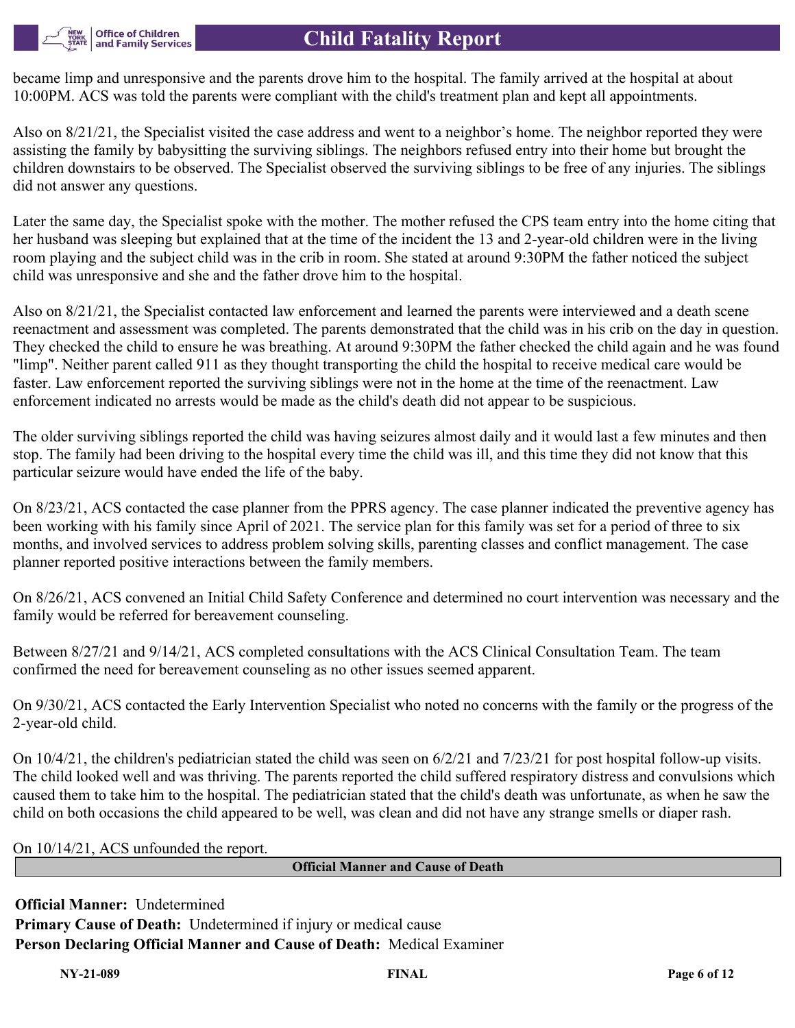became limp and unresponsive and the parents drove him to the hospital. The family arrived at the hospital at about 10:00PM. ACS was told the parents were compliant with the child's treatment plan and kept all appointments.

Also on 8/21/21, the Specialist visited the case address and went to a neighbor's home. The neighbor reported they were assisting the family by babysitting the surviving siblings. The neighbors refused entry into their home but brought the children downstairs to be observed. The Specialist observed the surviving siblings to be free of any injuries. The siblings did not answer any questions.

Later the same day, the Specialist spoke with the mother. The mother refused the CPS team entry into the home citing that her husband was sleeping but explained that at the time of the incident the 13 and 2-year-old children were in the living room playing and the subject child was in the crib in room. She stated at around 9:30PM the father noticed the subject child was unresponsive and she and the father drove him to the hospital.

Also on 8/21/21, the Specialist contacted law enforcement and learned the parents were interviewed and a death scene reenactment and assessment was completed. The parents demonstrated that the child was in his crib on the day in question. They checked the child to ensure he was breathing. At around 9:30PM the father checked the child again and he was found "limp". Neither parent called 911 as they thought transporting the child the hospital to receive medical care would be faster. Law enforcement reported the surviving siblings were not in the home at the time of the reenactment. Law enforcement indicated no arrests would be made as the child's death did not appear to be suspicious.

The older surviving siblings reported the child was having seizures almost daily and it would last a few minutes and then stop. The family had been driving to the hospital every time the child was ill, and this time they did not know that this particular seizure would have ended the life of the baby.

On 8/23/21, ACS contacted the case planner from the PPRS agency. The case planner indicated the preventive agency has been working with his family since April of 2021. The service plan for this family was set for a period of three to six months, and involved services to address problem solving skills, parenting classes and conflict management. The case planner reported positive interactions between the family members.

On 8/26/21, ACS convened an Initial Child Safety Conference and determined no court intervention was necessary and the family would be referred for bereavement counseling.

Between 8/27/21 and 9/14/21, ACS completed consultations with the ACS Clinical Consultation Team. The team confirmed the need for bereavement counseling as no other issues seemed apparent.

On 9/30/21, ACS contacted the Early Intervention Specialist who noted no concerns with the family or the progress of the 2-year-old child.

On 10/4/21, the children's pediatrician stated the child was seen on 6/2/21 and 7/23/21 for post hospital follow-up visits. The child looked well and was thriving. The parents reported the child suffered respiratory distress and convulsions which caused them to take him to the hospital. The pediatrician stated that the child's death was unfortunate, as when he saw the child on both occasions the child appeared to be well, was clean and did not have any strange smells or diaper rash.

On 10/14/21, ACS unfounded the report.

## Official Manner and Cause of Death

**Official Manner:** Undetermined
**Primary Cause of Death:** Undetermined if injury or medical cause
**Person Declaring Official Manner and Cause of Death:** Medical Examiner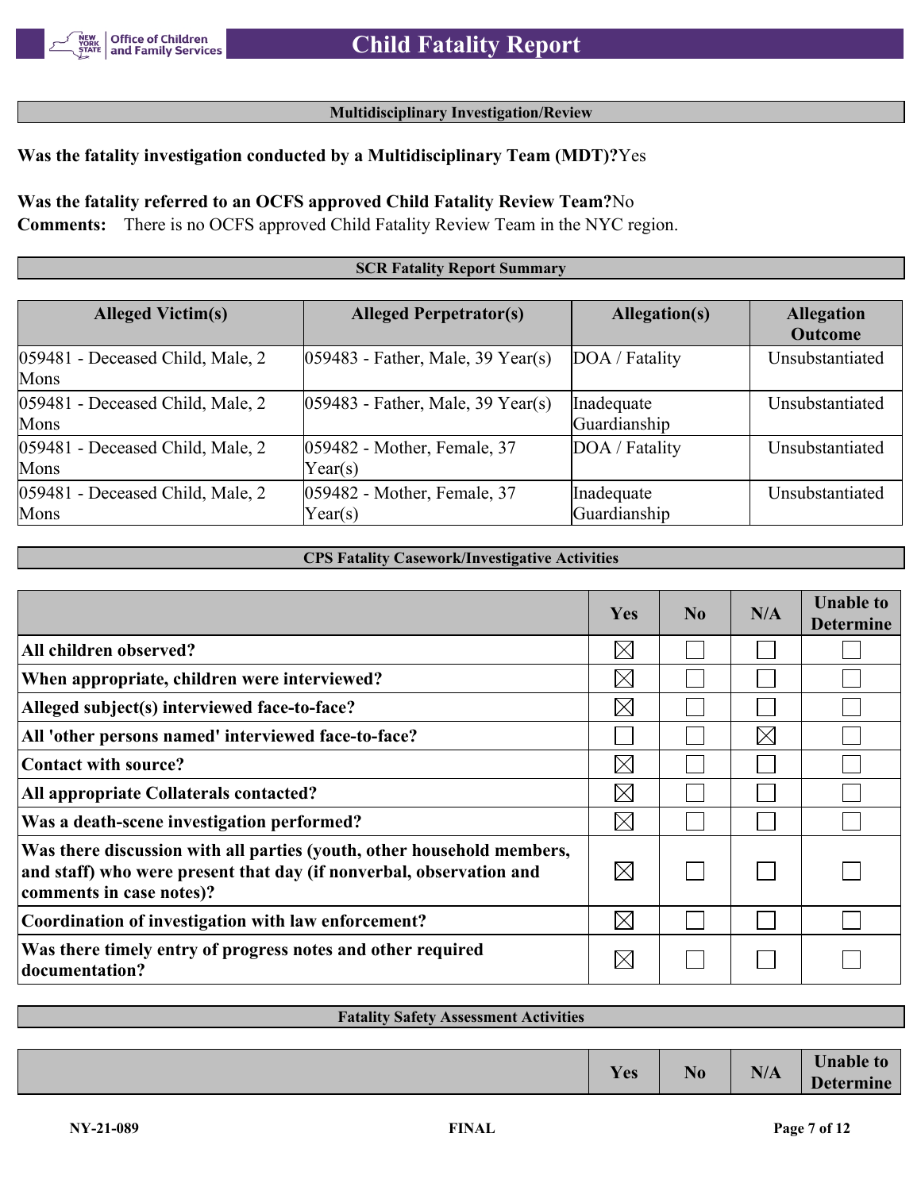## Multidisciplinary Investigation/Review

**Was the fatality investigation conducted by a Multidisciplinary Team (MDT)?** Yes

**Was the fatality referred to an OCFS approved Child Fatality Review Team?** No

**Comments:** There is no OCFS approved Child Fatality Review Team in the NYC region.

## SCR Fatality Report Summary

| Alleged Victim(s) | Alleged Perpetrator(s) | Allegation(s) | Allegation Outcome |
|---|---|---|---|
| 059481 - Deceased Child, Male, 2 Mons | 059483 - Father, Male, 39 Year(s) | DOA / Fatality | Unsubstantiated |
| 059481 - Deceased Child, Male, 2 Mons | 059483 - Father, Male, 39 Year(s) | Inadequate Guardianship | Unsubstantiated |
| 059481 - Deceased Child, Male, 2 Mons | 059482 - Mother, Female, 37 Year(s) | DOA / Fatality | Unsubstantiated |
| 059481 - Deceased Child, Male, 2 Mons | 059482 - Mother, Female, 37 Year(s) | Inadequate Guardianship | Unsubstantiated |

## CPS Fatality Casework/Investigative Activities

| | Yes | No | N/A | Unable to Determine |
|---|---|---|---|---|
| **All children observed?** | ☒ | ☐ | ☐ | ☐ |
| **When appropriate, children were interviewed?** | ☒ | ☐ | ☐ | ☐ |
| **Alleged subject(s) interviewed face-to-face?** | ☒ | ☐ | ☐ | ☐ |
| **All 'other persons named' interviewed face-to-face?** | ☐ | ☐ | ☒ | ☐ |
| **Contact with source?** | ☒ | ☐ | ☐ | ☐ |
| **All appropriate Collaterals contacted?** | ☒ | ☐ | ☐ | ☐ |
| **Was a death-scene investigation performed?** | ☒ | ☐ | ☐ | ☐ |
| **Was there discussion with all parties (youth, other household members, and staff) who were present that day (if nonverbal, observation and comments in case notes)?** | ☒ | ☐ | ☐ | ☐ |
| **Coordination of investigation with law enforcement?** | ☒ | ☐ | ☐ | ☐ |
| **Was there timely entry of progress notes and other required documentation?** | ☒ | ☐ | ☐ | ☐ |

## Fatality Safety Assessment Activities

| | Yes | No | N/A | Unable to Determine |
|---|---|---|---|---|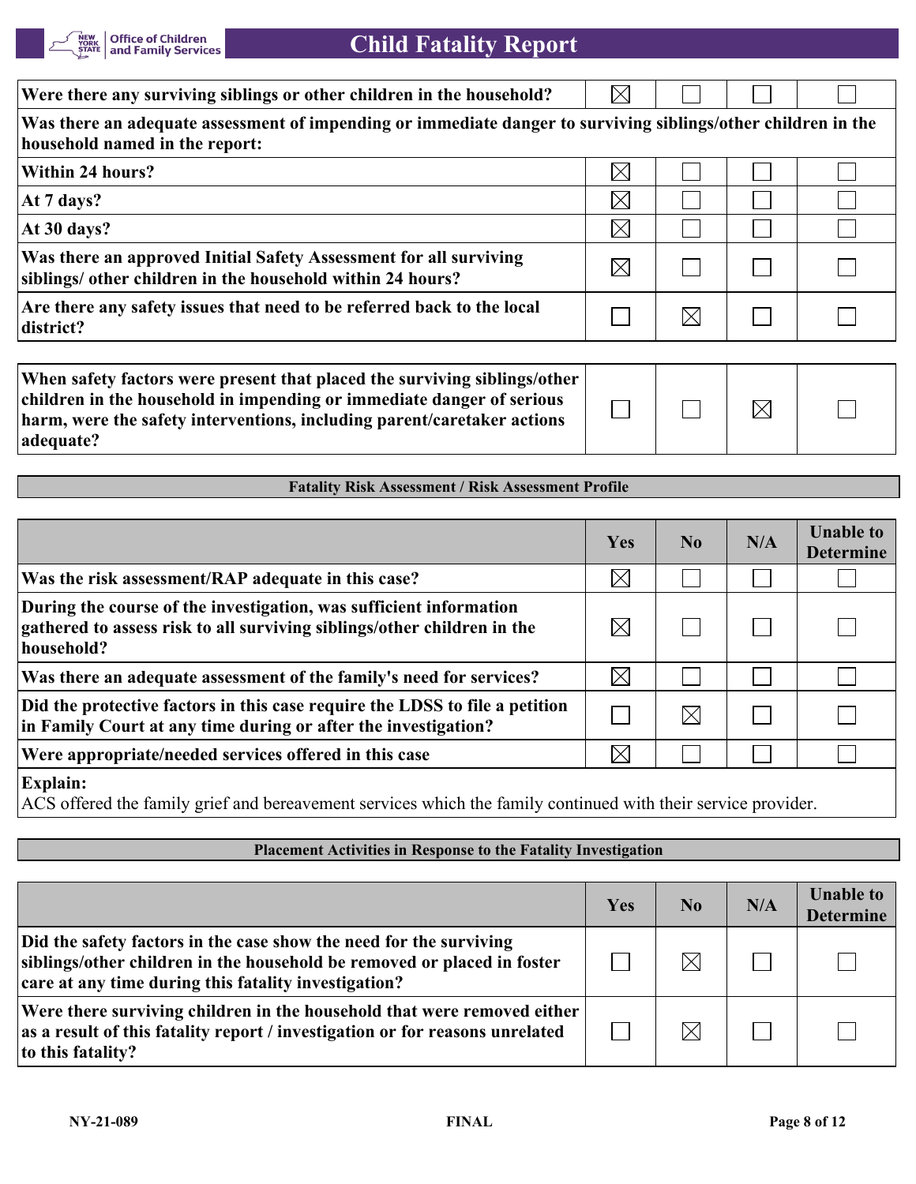| | Yes | No | N/A | Unable to Determine |
|---|---|---|---|---|
| Were there any surviving siblings or other children in the household? | ☒ | ☐ | ☐ | ☐ |
| **Was there an adequate assessment of impending or immediate danger to surviving siblings/other children in the household named in the report:** | | | | |
| Within 24 hours? | ☒ | ☐ | ☐ | ☐ |
| At 7 days? | ☒ | ☐ | ☐ | ☐ |
| At 30 days? | ☒ | ☐ | ☐ | ☐ |
| Was there an approved Initial Safety Assessment for all surviving siblings/ other children in the household within 24 hours? | ☒ | ☐ | ☐ | ☐ |
| Are there any safety issues that need to be referred back to the local district? | ☐ | ☒ | ☐ | ☐ |

| | Yes | No | N/A | Unable to Determine |
|---|---|---|---|---|
| When safety factors were present that placed the surviving siblings/other children in the household in impending or immediate danger of serious harm, were the safety interventions, including parent/caretaker actions adequate? | ☐ | ☐ | ☒ | ☐ |

## Fatality Risk Assessment / Risk Assessment Profile

| | Yes | No | N/A | Unable to Determine |
|---|---|---|---|---|
| Was the risk assessment/RAP adequate in this case? | ☒ | ☐ | ☐ | ☐ |
| During the course of the investigation, was sufficient information gathered to assess risk to all surviving siblings/other children in the household? | ☒ | ☐ | ☐ | ☐ |
| Was there an adequate assessment of the family's need for services? | ☒ | ☐ | ☐ | ☐ |
| Did the protective factors in this case require the LDSS to file a petition in Family Court at any time during or after the investigation? | ☐ | ☒ | ☐ | ☐ |
| Were appropriate/needed services offered in this case | ☒ | ☐ | ☐ | ☐ |

**Explain:**
ACS offered the family grief and bereavement services which the family continued with their service provider.

## Placement Activities in Response to the Fatality Investigation

| | Yes | No | N/A | Unable to Determine |
|---|---|---|---|---|
| Did the safety factors in the case show the need for the surviving siblings/other children in the household be removed or placed in foster care at any time during this fatality investigation? | ☐ | ☒ | ☐ | ☐ |
| Were there surviving children in the household that were removed either as a result of this fatality report / investigation or for reasons unrelated to this fatality? | ☐ | ☒ | ☐ | ☐ |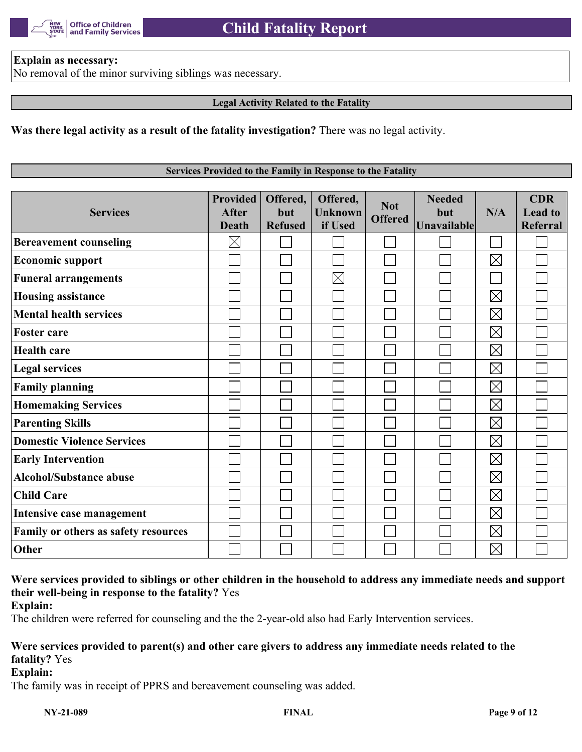**Explain as necessary:**
No removal of the minor surviving siblings was necessary.

## Legal Activity Related to the Fatality

**Was there legal activity as a result of the fatality investigation?** There was no legal activity.

## Services Provided to the Family in Response to the Fatality

| Services | Provided After Death | Offered, but Refused | Offered, Unknown if Used | Not Offered | Needed but Unavailable | N/A | CDR Lead to Referral |
|---|---|---|---|---|---|---|---|
| **Bereavement counseling** | ☒ | ☐ | ☐ | ☐ | ☐ | ☐ | ☐ |
| **Economic support** | ☐ | ☐ | ☐ | ☐ | ☐ | ☒ | ☐ |
| **Funeral arrangements** | ☐ | ☐ | ☒ | ☐ | ☐ | ☐ | ☐ |
| **Housing assistance** | ☐ | ☐ | ☐ | ☐ | ☐ | ☒ | ☐ |
| **Mental health services** | ☐ | ☐ | ☐ | ☐ | ☐ | ☒ | ☐ |
| **Foster care** | ☐ | ☐ | ☐ | ☐ | ☐ | ☒ | ☐ |
| **Health care** | ☐ | ☐ | ☐ | ☐ | ☐ | ☒ | ☐ |
| **Legal services** | ☐ | ☐ | ☐ | ☐ | ☐ | ☒ | ☐ |
| **Family planning** | ☐ | ☐ | ☐ | ☐ | ☐ | ☒ | ☐ |
| **Homemaking Services** | ☐ | ☐ | ☐ | ☐ | ☐ | ☒ | ☐ |
| **Parenting Skills** | ☐ | ☐ | ☐ | ☐ | ☐ | ☒ | ☐ |
| **Domestic Violence Services** | ☐ | ☐ | ☐ | ☐ | ☐ | ☒ | ☐ |
| **Early Intervention** | ☐ | ☐ | ☐ | ☐ | ☐ | ☒ | ☐ |
| **Alcohol/Substance abuse** | ☐ | ☐ | ☐ | ☐ | ☐ | ☒ | ☐ |
| **Child Care** | ☐ | ☐ | ☐ | ☐ | ☐ | ☒ | ☐ |
| **Intensive case management** | ☐ | ☐ | ☐ | ☐ | ☐ | ☒ | ☐ |
| **Family or others as safety resources** | ☐ | ☐ | ☐ | ☐ | ☐ | ☒ | ☐ |
| **Other** | ☐ | ☐ | ☐ | ☐ | ☐ | ☒ | ☐ |

**Were services provided to siblings or other children in the household to address any immediate needs and support their well-being in response to the fatality?** Yes

**Explain:**
The children were referred for counseling and the the 2-year-old also had Early Intervention services.

**Were services provided to parent(s) and other care givers to address any immediate needs related to the fatality?** Yes

**Explain:**
The family was in receipt of PPRS and bereavement counseling was added.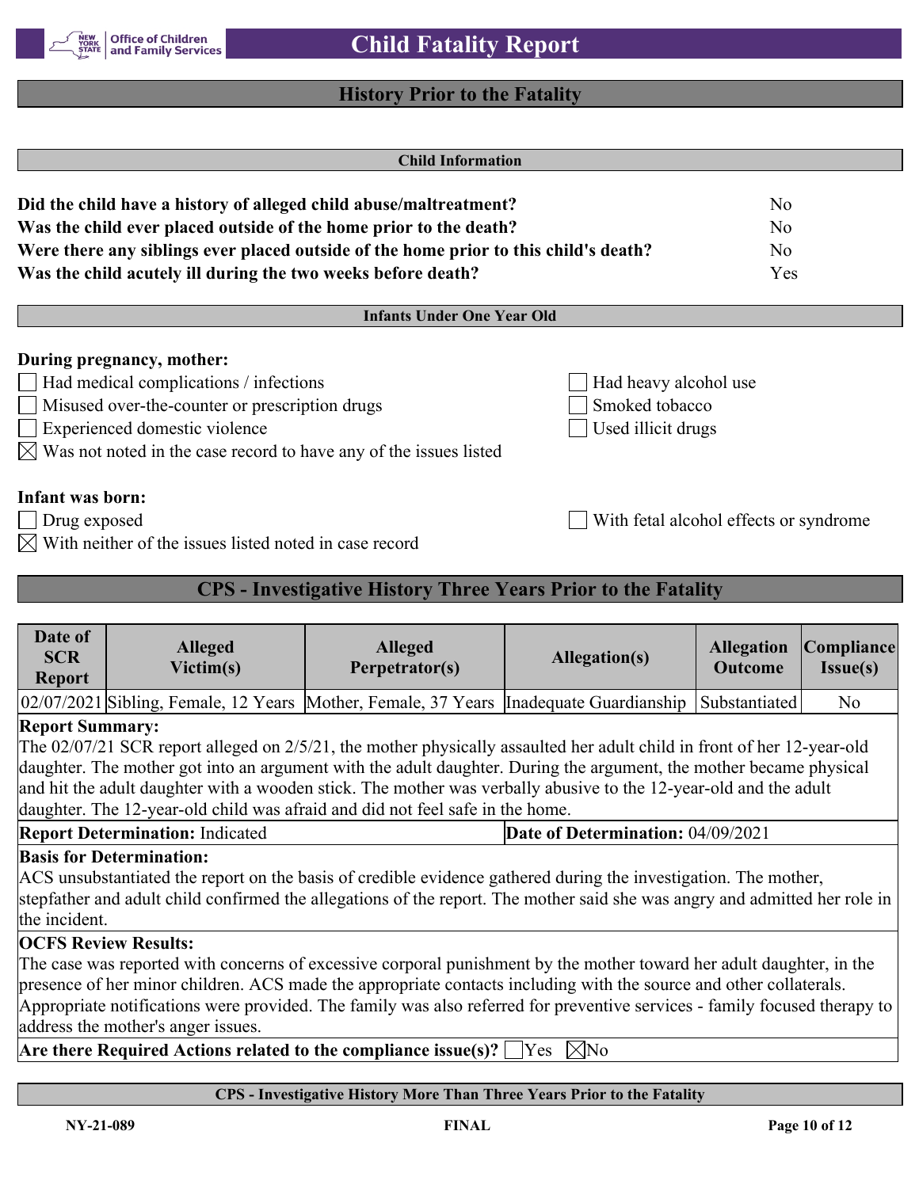## History Prior to the Fatality

### Child Information

| | |
|---|---|
| **Did the child have a history of alleged child abuse/maltreatment?** | No |
| **Was the child ever placed outside of the home prior to the death?** | No |
| **Were there any siblings ever placed outside of the home prior to this child's death?** | No |
| **Was the child acutely ill during the two weeks before death?** | Yes |

### Infants Under One Year Old

**During pregnancy, mother:**

- ☐ Had medical complications / infections
- ☐ Misused over-the-counter or prescription drugs
- ☐ Experienced domestic violence
- ☒ Was not noted in the case record to have any of the issues listed
- ☐ Had heavy alcohol use
- ☐ Smoked tobacco
- ☐ Used illicit drugs

**Infant was born:**

- ☐ Drug exposed
- ☒ With neither of the issues listed noted in case record
- ☐ With fetal alcohol effects or syndrome

## CPS - Investigative History Three Years Prior to the Fatality

| Date of SCR Report | Alleged Victim(s) | Alleged Perpetrator(s) | Allegation(s) | Allegation Outcome | Compliance Issue(s) |
|---|---|---|---|---|---|
| 02/07/2021 | Sibling, Female, 12 Years | Mother, Female, 37 Years | Inadequate Guardianship | Substantiated | No |

**Report Summary:**
The 02/07/21 SCR report alleged on 2/5/21, the mother physically assaulted her adult child in front of her 12-year-old daughter. The mother got into an argument with the adult daughter. During the argument, the mother became physical and hit the adult daughter with a wooden stick. The mother was verbally abusive to the 12-year-old and the adult daughter. The 12-year-old child was afraid and did not feel safe in the home.

**Report Determination:** Indicated | **Date of Determination:** 04/09/2021

**Basis for Determination:**
ACS unsubstantiated the report on the basis of credible evidence gathered during the investigation. The mother, stepfather and adult child confirmed the allegations of the report. The mother said she was angry and admitted her role in the incident.

**OCFS Review Results:**
The case was reported with concerns of excessive corporal punishment by the mother toward her adult daughter, in the presence of her minor children. ACS made the appropriate contacts including with the source and other collaterals. Appropriate notifications were provided. The family was also referred for preventive services - family focused therapy to address the mother's anger issues.

**Are there Required Actions related to the compliance issue(s)?** ☐ Yes ☒ No

### CPS - Investigative History More Than Three Years Prior to the Fatality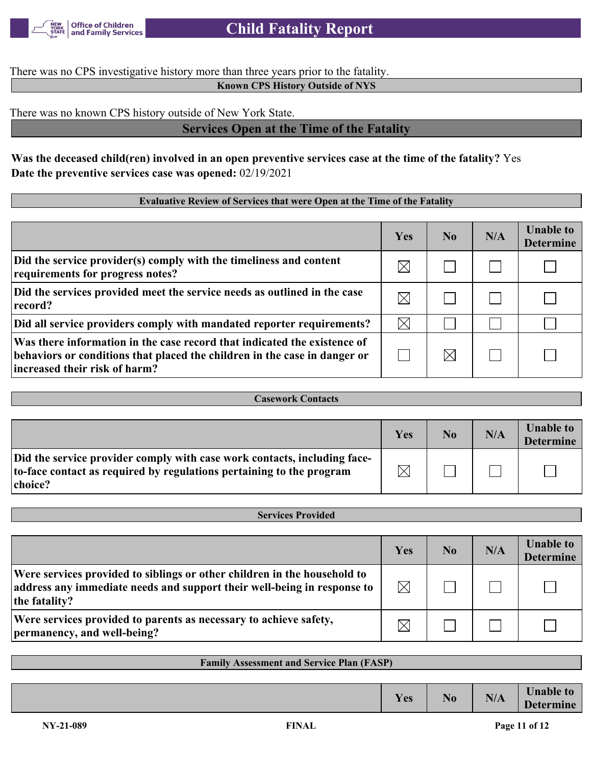There was no CPS investigative history more than three years prior to the fatality.

**Known CPS History Outside of NYS**

There was no known CPS history outside of New York State.

## Services Open at the Time of the Fatality

**Was the deceased child(ren) involved in an open preventive services case at the time of the fatality?** Yes
**Date the preventive services case was opened:** 02/19/2021

**Evaluative Review of Services that were Open at the Time of the Fatality**

| | Yes | No | N/A | Unable to Determine |
|---|---|---|---|---|
| **Did the service provider(s) comply with the timeliness and content requirements for progress notes?** | ☒ | ☐ | ☐ | ☐ |
| **Did the services provided meet the service needs as outlined in the case record?** | ☒ | ☐ | ☐ | ☐ |
| **Did all service providers comply with mandated reporter requirements?** | ☒ | ☐ | ☐ | ☐ |
| **Was there information in the case record that indicated the existence of behaviors or conditions that placed the children in the case in danger or increased their risk of harm?** | ☐ | ☒ | ☐ | ☐ |

**Casework Contacts**

| | Yes | No | N/A | Unable to Determine |
|---|---|---|---|---|
| **Did the service provider comply with case work contacts, including face-to-face contact as required by regulations pertaining to the program choice?** | ☒ | ☐ | ☐ | ☐ |

**Services Provided**

| | Yes | No | N/A | Unable to Determine |
|---|---|---|---|---|
| **Were services provided to siblings or other children in the household to address any immediate needs and support their well-being in response to the fatality?** | ☒ | ☐ | ☐ | ☐ |
| **Were services provided to parents as necessary to achieve safety, permanency, and well-being?** | ☒ | ☐ | ☐ | ☐ |

**Family Assessment and Service Plan (FASP)**

| | Yes | No | N/A | Unable to Determine |
|---|---|---|---|---|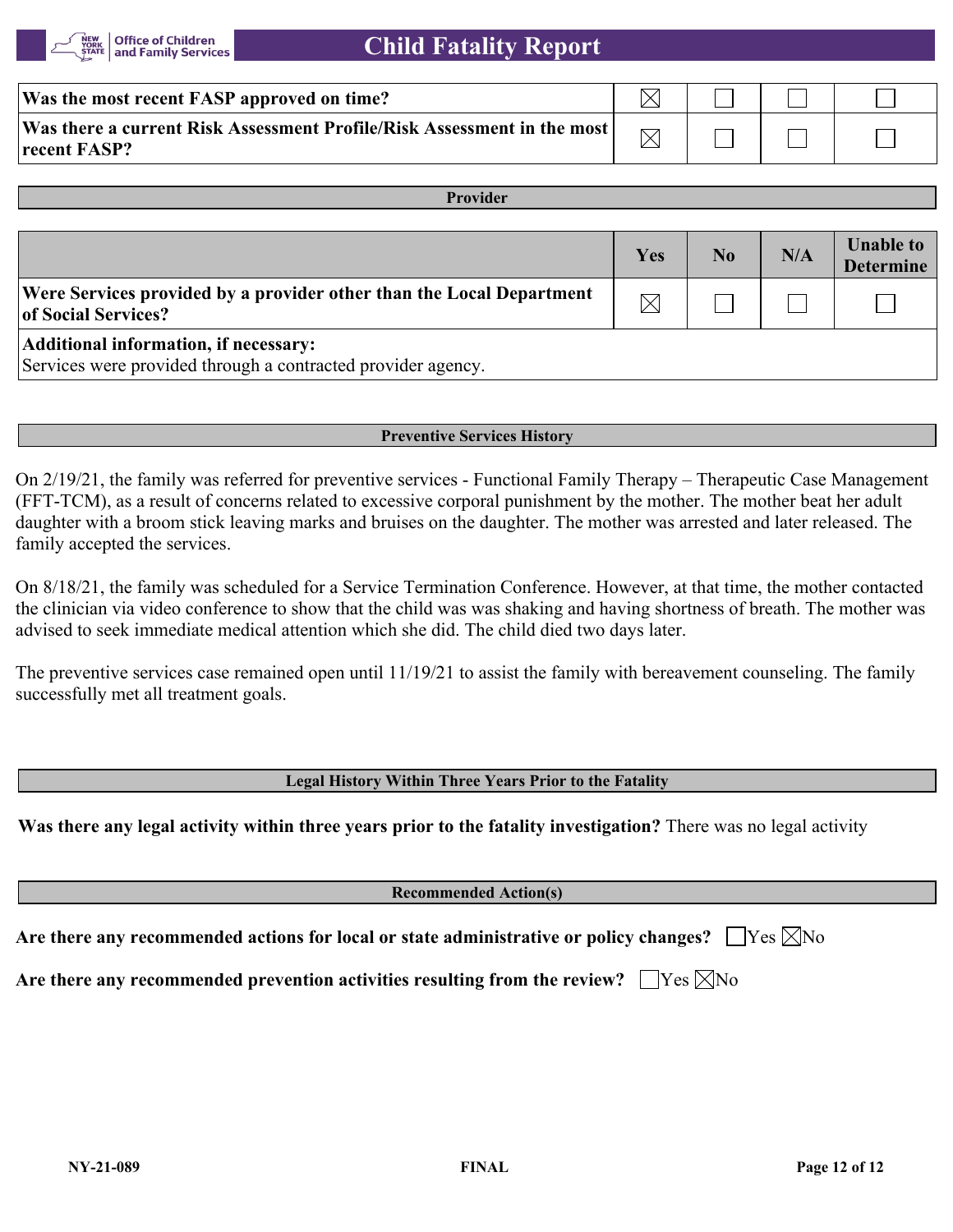| | Yes | No | N/A | Unable to Determine |
|---|---|---|---|---|
| **Was the most recent FASP approved on time?** | ☒ | ☐ | ☐ | ☐ |
| **Was there a current Risk Assessment Profile/Risk Assessment in the most recent FASP?** | ☒ | ☐ | ☐ | ☐ |

## Provider

| | Yes | No | N/A | Unable to Determine |
|---|---|---|---|---|
| **Were Services provided by a provider other than the Local Department of Social Services?** | ☒ | ☐ | ☐ | ☐ |

**Additional information, if necessary:**
Services were provided through a contracted provider agency.

## Preventive Services History

On 2/19/21, the family was referred for preventive services - Functional Family Therapy – Therapeutic Case Management (FFT-TCM), as a result of concerns related to excessive corporal punishment by the mother. The mother beat her adult daughter with a broom stick leaving marks and bruises on the daughter. The mother was arrested and later released. The family accepted the services.

On 8/18/21, the family was scheduled for a Service Termination Conference. However, at that time, the mother contacted the clinician via video conference to show that the child was was shaking and having shortness of breath. The mother was advised to seek immediate medical attention which she did. The child died two days later.

The preventive services case remained open until 11/19/21 to assist the family with bereavement counseling. The family successfully met all treatment goals.

## Legal History Within Three Years Prior to the Fatality

**Was there any legal activity within three years prior to the fatality investigation?** There was no legal activity

## Recommended Action(s)

**Are there any recommended actions for local or state administrative or policy changes?** ☐Yes ☒No

**Are there any recommended prevention activities resulting from the review?** ☐Yes ☒No